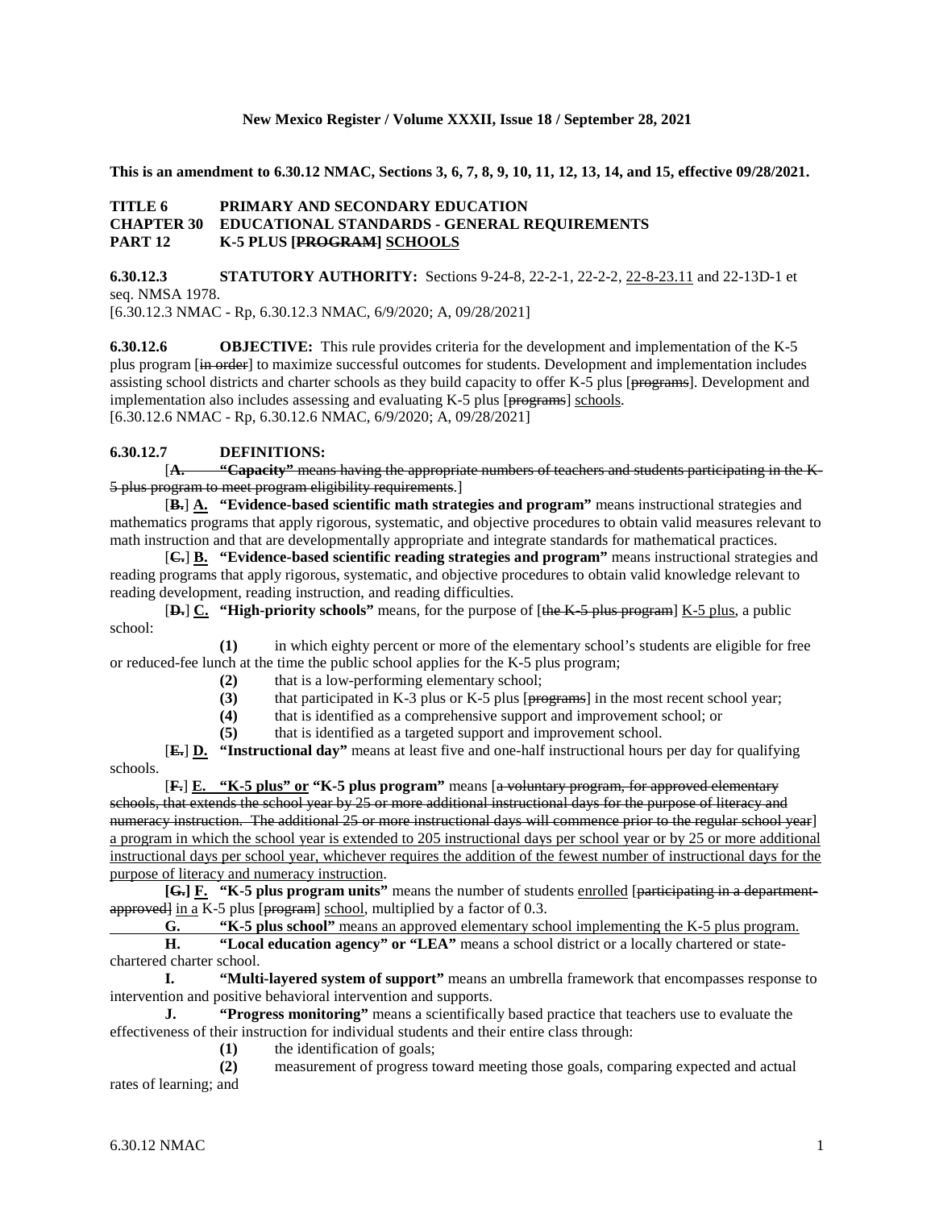**This is an amendment to 6.30.12 NMAC, Sections 3, 6, 7, 8, 9, 10, 11, 12, 13, 14, and 15, effective 09/28/2021.**

**TITLE 6 PRIMARY AND SECONDARY EDUCATION**
**CHAPTER 30 EDUCATIONAL STANDARDS - GENERAL REQUIREMENTS**
**PART 12 K-5 PLUS [~~PROGRAM~~] <u>SCHOOLS</u>**

**6.30.12.3 STATUTORY AUTHORITY:** Sections 9-24-8, 22-2-1, 22-2-2, <u>22-8-23.11</u> and 22-13D-1 et seq. NMSA 1978.
[6.30.12.3 NMAC - Rp, 6.30.12.3 NMAC, 6/9/2020; A, 09/28/2021]

**6.30.12.6 OBJECTIVE:** This rule provides criteria for the development and implementation of the K-5 plus program [~~in order~~] to maximize successful outcomes for students. Development and implementation includes assisting school districts and charter schools as they build capacity to offer K-5 plus [~~programs~~]. Development and implementation also includes assessing and evaluating K-5 plus [~~programs~~] <u>schools</u>.
[6.30.12.6 NMAC - Rp, 6.30.12.6 NMAC, 6/9/2020; A, 09/28/2021]

**6.30.12.7 DEFINITIONS:**

[~~**A. "Capacity"** means having the appropriate numbers of teachers and students participating in the K-5 plus program to meet program eligibility requirements.~~]

[~~**B.**~~] <u>**A.**</u> **"Evidence-based scientific math strategies and program"** means instructional strategies and mathematics programs that apply rigorous, systematic, and objective procedures to obtain valid measures relevant to math instruction and that are developmentally appropriate and integrate standards for mathematical practices.

[~~**C.**~~] <u>**B.**</u> **"Evidence-based scientific reading strategies and program"** means instructional strategies and reading programs that apply rigorous, systematic, and objective procedures to obtain valid knowledge relevant to reading development, reading instruction, and reading difficulties.

[~~**D.**~~] <u>**C.**</u> **"High-priority schools"** means, for the purpose of [~~the K-5 plus program~~] <u>K-5 plus</u>, a public school:

(1) in which eighty percent or more of the elementary school's students are eligible for free or reduced-fee lunch at the time the public school applies for the K-5 plus program;

(2) that is a low-performing elementary school;

(3) that participated in K-3 plus or K-5 plus [~~programs~~] in the most recent school year;

(4) that is identified as a comprehensive support and improvement school; or

(5) that is identified as a targeted support and improvement school.

[~~**E.**~~] <u>**D.**</u> **"Instructional day"** means at least five and one-half instructional hours per day for qualifying schools.

[~~**F.**~~] <u>**E. "K-5 plus" or**</u> **"K-5 plus program"** means [~~a voluntary program, for approved elementary schools, that extends the school year by 25 or more additional instructional days for the purpose of literacy and numeracy instruction. The additional 25 or more instructional days will commence prior to the regular school year~~] <u>a program in which the school year is extended to 205 instructional days per school year or by 25 or more additional instructional days per school year, whichever requires the addition of the fewest number of instructional days for the purpose of literacy and numeracy instruction</u>.

**[~~G.~~] <u>F.</u> "K-5 plus program units"** means the number of students <u>enrolled</u> [~~participating in a department-approved~~] <u>in a</u> K-5 plus [~~program~~] <u>school</u>, multiplied by a factor of 0.3.

<u>**G. "K-5 plus school"** means an approved elementary school implementing the K-5 plus program.</u>

**H. "Local education agency" or "LEA"** means a school district or a locally chartered or state-chartered charter school.

**I. "Multi-layered system of support"** means an umbrella framework that encompasses response to intervention and positive behavioral intervention and supports.

**J. "Progress monitoring"** means a scientifically based practice that teachers use to evaluate the effectiveness of their instruction for individual students and their entire class through:

(1) the identification of goals;

(2) measurement of progress toward meeting those goals, comparing expected and actual rates of learning; and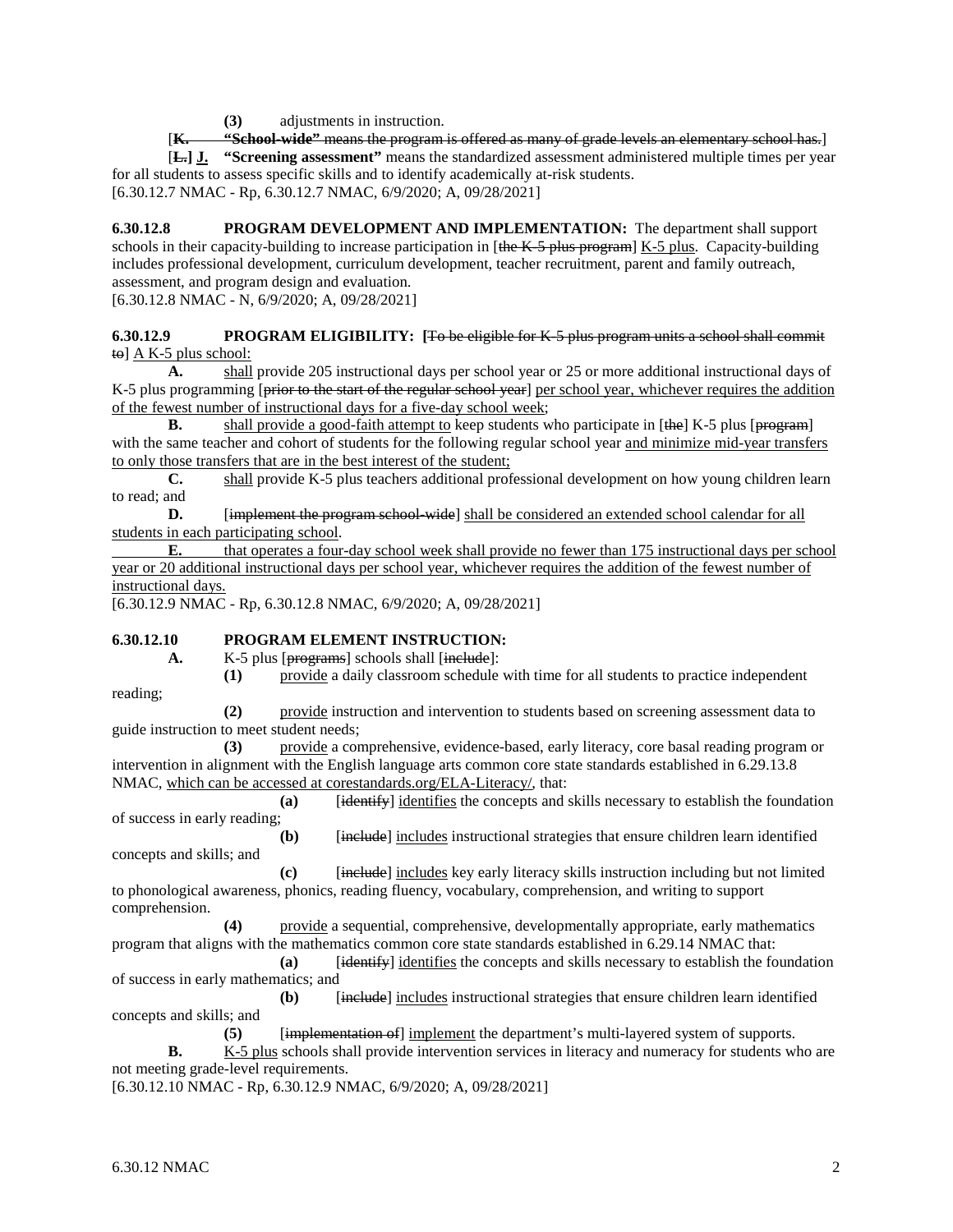**(3)** adjustments in instruction.

[~~**K.** **"School-wide"** means the program is offered as many of grade levels an elementary school has.~~]

[~~**L.**~~] <u>**J.**</u> **"Screening assessment"** means the standardized assessment administered multiple times per year for all students to assess specific skills and to identify academically at-risk students.

[6.30.12.7 NMAC - Rp, 6.30.12.7 NMAC, 6/9/2020; A, 09/28/2021]

**6.30.12.8 PROGRAM DEVELOPMENT AND IMPLEMENTATION:** The department shall support schools in their capacity-building to increase participation in [~~the K-5 plus program~~] <u>K-5 plus</u>. Capacity-building includes professional development, curriculum development, teacher recruitment, parent and family outreach, assessment, and program design and evaluation.

[6.30.12.8 NMAC - N, 6/9/2020; A, 09/28/2021]

**6.30.12.9 PROGRAM ELIGIBILITY:** [~~To be eligible for K-5 plus program units a school shall commit to~~] <u>A K-5 plus school:</u>

**A.** <u>shall</u> provide 205 instructional days per school year or 25 or more additional instructional days of K-5 plus programming [~~prior to the start of the regular school year~~] <u>per school year, whichever requires the addition of the fewest number of instructional days for a five-day school week</u>;

**B.** <u>shall provide a good-faith attempt to</u> keep students who participate in [~~the~~] K-5 plus [~~program~~] with the same teacher and cohort of students for the following regular school year <u>and minimize mid-year transfers to only those transfers that are in the best interest of the student;</u>

**C.** <u>shall</u> provide K-5 plus teachers additional professional development on how young children learn to read; and

**D.** [~~implement the program school-wide~~] <u>shall be considered an extended school calendar for all students in each participating school</u>.

<u>**E.** that operates a four-day school week shall provide no fewer than 175 instructional days per school year or 20 additional instructional days per school year, whichever requires the addition of the fewest number of instructional days.</u>

[6.30.12.9 NMAC - Rp, 6.30.12.8 NMAC, 6/9/2020; A, 09/28/2021]

**6.30.12.10 PROGRAM ELEMENT INSTRUCTION:**

**A.** K-5 plus [~~programs~~] schools shall [~~include~~]:

**(1)** <u>provide</u> a daily classroom schedule with time for all students to practice independent reading;

**(2)** <u>provide</u> instruction and intervention to students based on screening assessment data to guide instruction to meet student needs;

**(3)** <u>provide</u> a comprehensive, evidence-based, early literacy, core basal reading program or intervention in alignment with the English language arts common core state standards established in 6.29.13.8 NMAC, <u>which can be accessed at corestandards.org/ELA-Literacy/</u>, that:

**(a)** [~~identify~~] <u>identifies</u> the concepts and skills necessary to establish the foundation of success in early reading;

**(b)** [~~include~~] <u>includes</u> instructional strategies that ensure children learn identified concepts and skills; and

**(c)** [~~include~~] <u>includes</u> key early literacy skills instruction including but not limited to phonological awareness, phonics, reading fluency, vocabulary, comprehension, and writing to support comprehension.

**(4)** <u>provide</u> a sequential, comprehensive, developmentally appropriate, early mathematics program that aligns with the mathematics common core state standards established in 6.29.14 NMAC that:

**(a)** [~~identify~~] <u>identifies</u> the concepts and skills necessary to establish the foundation of success in early mathematics; and

**(b)** [~~include~~] <u>includes</u> instructional strategies that ensure children learn identified concepts and skills; and

**(5)** [~~implementation of~~] <u>implement</u> the department's multi-layered system of supports.

**B.** <u>K-5 plus</u> schools shall provide intervention services in literacy and numeracy for students who are not meeting grade-level requirements.

[6.30.12.10 NMAC - Rp, 6.30.12.9 NMAC, 6/9/2020; A, 09/28/2021]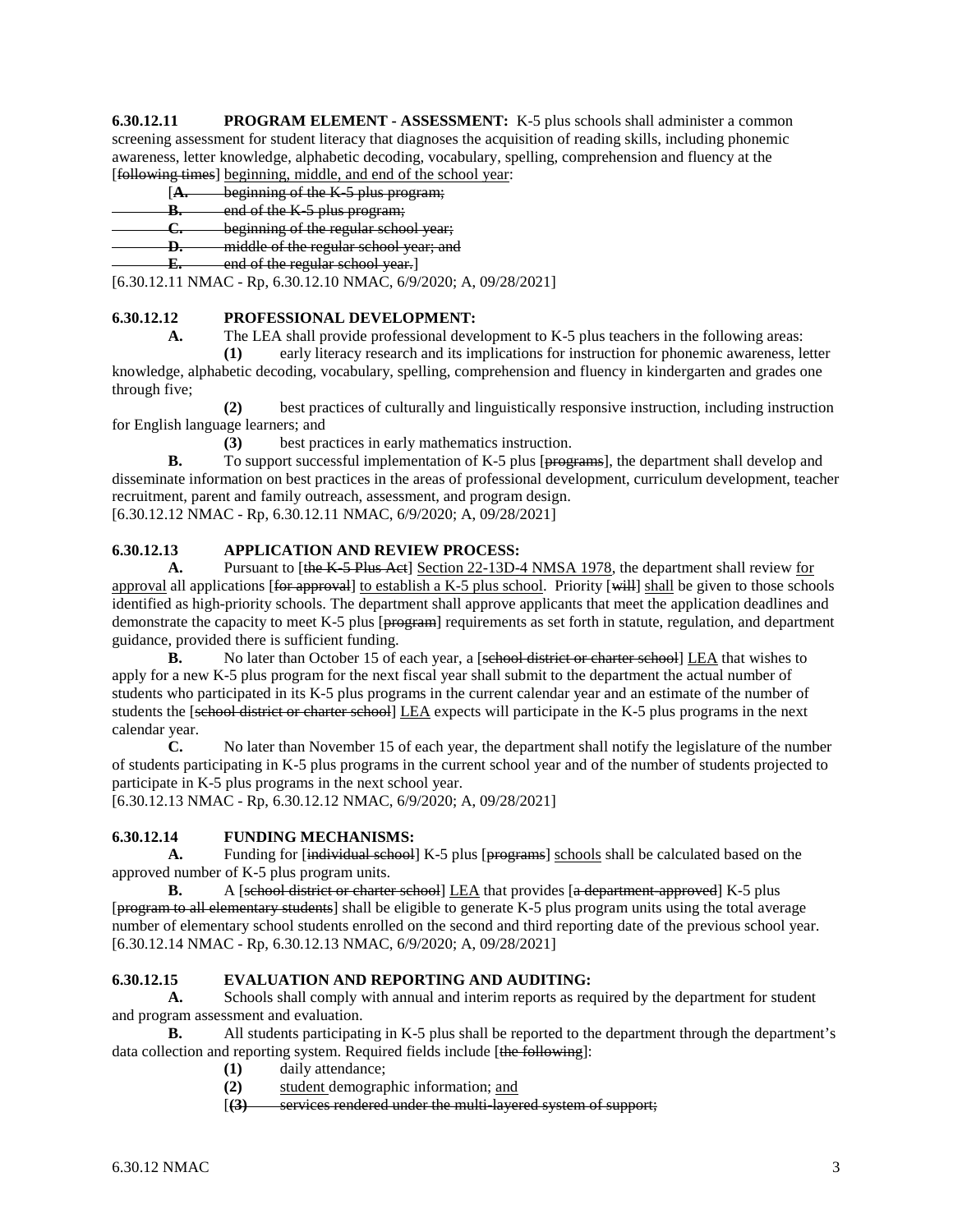**6.30.12.11 PROGRAM ELEMENT - ASSESSMENT:** K-5 plus schools shall administer a common screening assessment for student literacy that diagnoses the acquisition of reading skills, including phonemic awareness, letter knowledge, alphabetic decoding, vocabulary, spelling, comprehension and fluency at the [~~following times~~] <u>beginning, middle, and end of the school year</u>:

[~~**A.** beginning of the K-5 plus program;~~
~~**B.** end of the K-5 plus program;~~
~~**C.** beginning of the regular school year;~~
~~**D.** middle of the regular school year; and~~
~~**E.** end of the regular school year.~~]

[6.30.12.11 NMAC - Rp, 6.30.12.10 NMAC, 6/9/2020; A, 09/28/2021]

**6.30.12.12 PROFESSIONAL DEVELOPMENT:**

**A.** The LEA shall provide professional development to K-5 plus teachers in the following areas:

**(1)** early literacy research and its implications for instruction for phonemic awareness, letter knowledge, alphabetic decoding, vocabulary, spelling, comprehension and fluency in kindergarten and grades one through five;

**(2)** best practices of culturally and linguistically responsive instruction, including instruction for English language learners; and

**(3)** best practices in early mathematics instruction.

**B.** To support successful implementation of K-5 plus [~~programs~~], the department shall develop and disseminate information on best practices in the areas of professional development, curriculum development, teacher recruitment, parent and family outreach, assessment, and program design.

[6.30.12.12 NMAC - Rp, 6.30.12.11 NMAC, 6/9/2020; A, 09/28/2021]

**6.30.12.13 APPLICATION AND REVIEW PROCESS:**

**A.** Pursuant to [~~the K-5 Plus Act~~] <u>Section 22-13D-4 NMSA 1978</u>, the department shall review <u>for approval</u> all applications [~~for approval~~] <u>to establish a K-5 plus school</u>. Priority [~~will~~] <u>shall</u> be given to those schools identified as high-priority schools. The department shall approve applicants that meet the application deadlines and demonstrate the capacity to meet K-5 plus [~~program~~] requirements as set forth in statute, regulation, and department guidance, provided there is sufficient funding.

**B.** No later than October 15 of each year, a [~~school district or charter school~~] <u>LEA</u> that wishes to apply for a new K-5 plus program for the next fiscal year shall submit to the department the actual number of students who participated in its K-5 plus programs in the current calendar year and an estimate of the number of students the [~~school district or charter school~~] <u>LEA</u> expects will participate in the K-5 plus programs in the next calendar year.

**C.** No later than November 15 of each year, the department shall notify the legislature of the number of students participating in K-5 plus programs in the current school year and of the number of students projected to participate in K-5 plus programs in the next school year.

[6.30.12.13 NMAC - Rp, 6.30.12.12 NMAC, 6/9/2020; A, 09/28/2021]

**6.30.12.14 FUNDING MECHANISMS:**

**A.** Funding for [~~individual school~~] K-5 plus [~~programs~~] <u>schools</u> shall be calculated based on the approved number of K-5 plus program units.

**B.** A [~~school district or charter school~~] <u>LEA</u> that provides [~~a department-approved~~] K-5 plus [~~program to all elementary students~~] shall be eligible to generate K-5 plus program units using the total average number of elementary school students enrolled on the second and third reporting date of the previous school year.

[6.30.12.14 NMAC - Rp, 6.30.12.13 NMAC, 6/9/2020; A, 09/28/2021]

**6.30.12.15 EVALUATION AND REPORTING AND AUDITING:**

**A.** Schools shall comply with annual and interim reports as required by the department for student and program assessment and evaluation.

**B.** All students participating in K-5 plus shall be reported to the department through the department's data collection and reporting system. Required fields include [~~the following~~]:

**(1)** daily attendance;

**(2)** <u>student</u> demographic information; <u>and</u>

[~~**(3)** services rendered under the multi-layered system of support;~~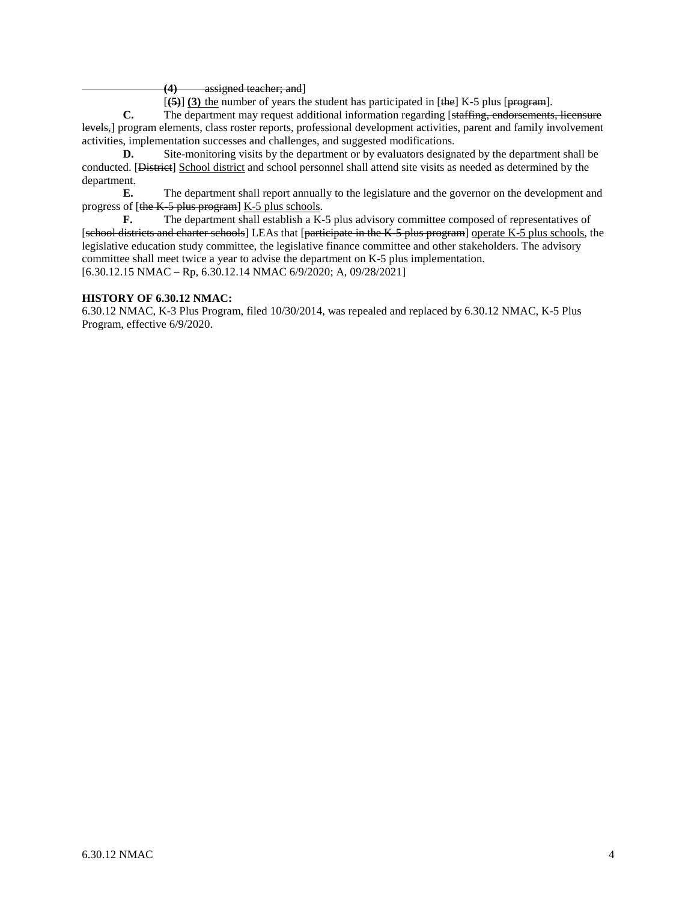~~**(4)** assigned teacher; and~~]

[~~**(5)**~~] **(3)** the number of years the student has participated in [~~the~~] K-5 plus [~~program~~].

**C.** The department may request additional information regarding [~~staffing, endorsements, licensure levels,~~] program elements, class roster reports, professional development activities, parent and family involvement activities, implementation successes and challenges, and suggested modifications.

**D.** Site-monitoring visits by the department or by evaluators designated by the department shall be conducted. [~~District~~] School district and school personnel shall attend site visits as needed as determined by the department.

**E.** The department shall report annually to the legislature and the governor on the development and progress of [~~the K-5 plus program~~] K-5 plus schools.

**F.** The department shall establish a K-5 plus advisory committee composed of representatives of [~~school districts and charter schools~~] LEAs that [~~participate in the K-5 plus program~~] operate K-5 plus schools, the legislative education study committee, the legislative finance committee and other stakeholders. The advisory committee shall meet twice a year to advise the department on K-5 plus implementation.

[6.30.12.15 NMAC – Rp, 6.30.12.14 NMAC 6/9/2020; A, 09/28/2021]

**HISTORY OF 6.30.12 NMAC:**

6.30.12 NMAC, K-3 Plus Program, filed 10/30/2014, was repealed and replaced by 6.30.12 NMAC, K-5 Plus Program, effective 6/9/2020.